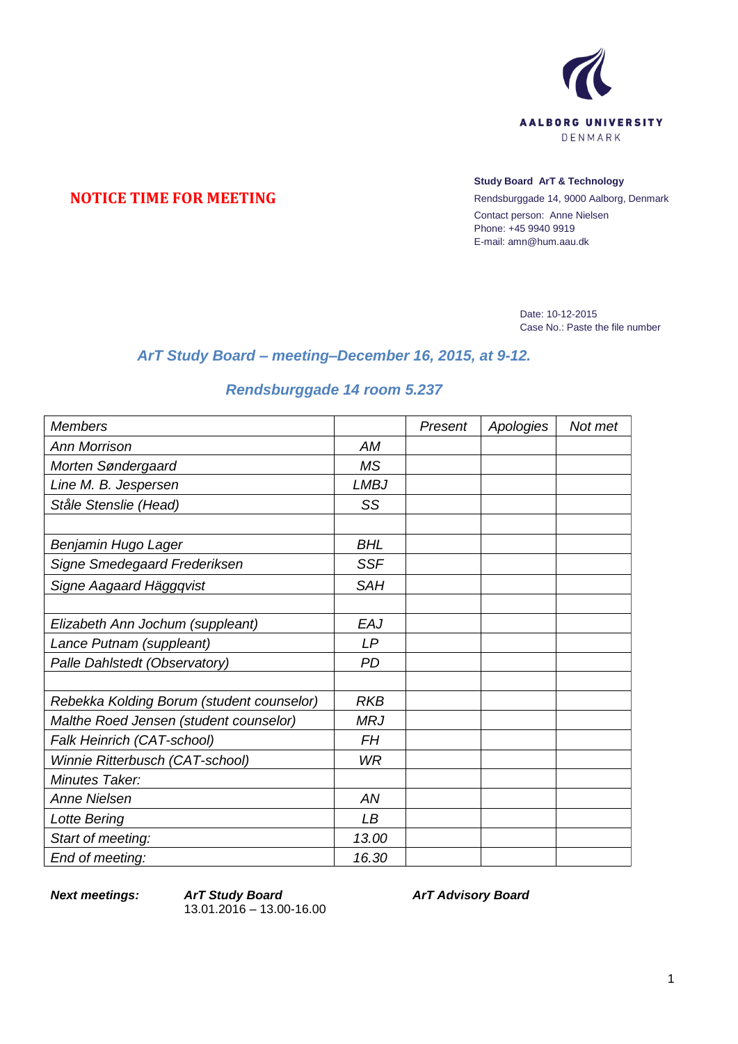AALBORG UNIVERSITY
DENMARK

**NOTICE TIME FOR MEETING**

**Study Board ArT & Technology**
Rendsburggade 14, 9000 Aalborg, Denmark
Contact person: Anne Nielsen
Phone: +45 9940 9919
E-mail: amn@hum.aau.dk

Date: 10-12-2015
Case No.: Paste the file number

## *ArT Study Board – meeting–December 16, 2015, at 9-12.*

## *Rendsburggade 14 room 5.237*

| *Members* | | *Present* | *Apologies* | *Not met* |
|---|---|---|---|---|
| *Ann Morrison* | *AM* | | | |
| *Morten Søndergaard* | *MS* | | | |
| *Line M. B. Jespersen* | *LMBJ* | | | |
| *Ståle Stenslie (Head)* | *SS* | | | |
| | | | | |
| *Benjamin Hugo Lager* | *BHL* | | | |
| *Signe Smedegaard Frederiksen* | *SSF* | | | |
| *Signe Aagaard Häggqvist* | *SAH* | | | |
| | | | | |
| *Elizabeth Ann Jochum (suppleant)* | *EAJ* | | | |
| *Lance Putnam (suppleant)* | *LP* | | | |
| *Palle Dahlstedt (Observatory)* | *PD* | | | |
| | | | | |
| *Rebekka Kolding Borum (student counselor)* | *RKB* | | | |
| *Malthe Roed Jensen (student counselor)* | *MRJ* | | | |
| *Falk Heinrich (CAT-school)* | *FH* | | | |
| *Winnie Ritterbusch (CAT-school)* | *WR* | | | |
| *Minutes Taker:* | | | | |
| *Anne Nielsen* | *AN* | | | |
| *Lotte Bering* | *LB* | | | |
| *Start of meeting:* | *13.00* | | | |
| *End of meeting:* | *16.30* | | | |

***Next meetings:***

***ArT Study Board***
13.01.2016 – 13.00-16.00

***ArT Advisory Board***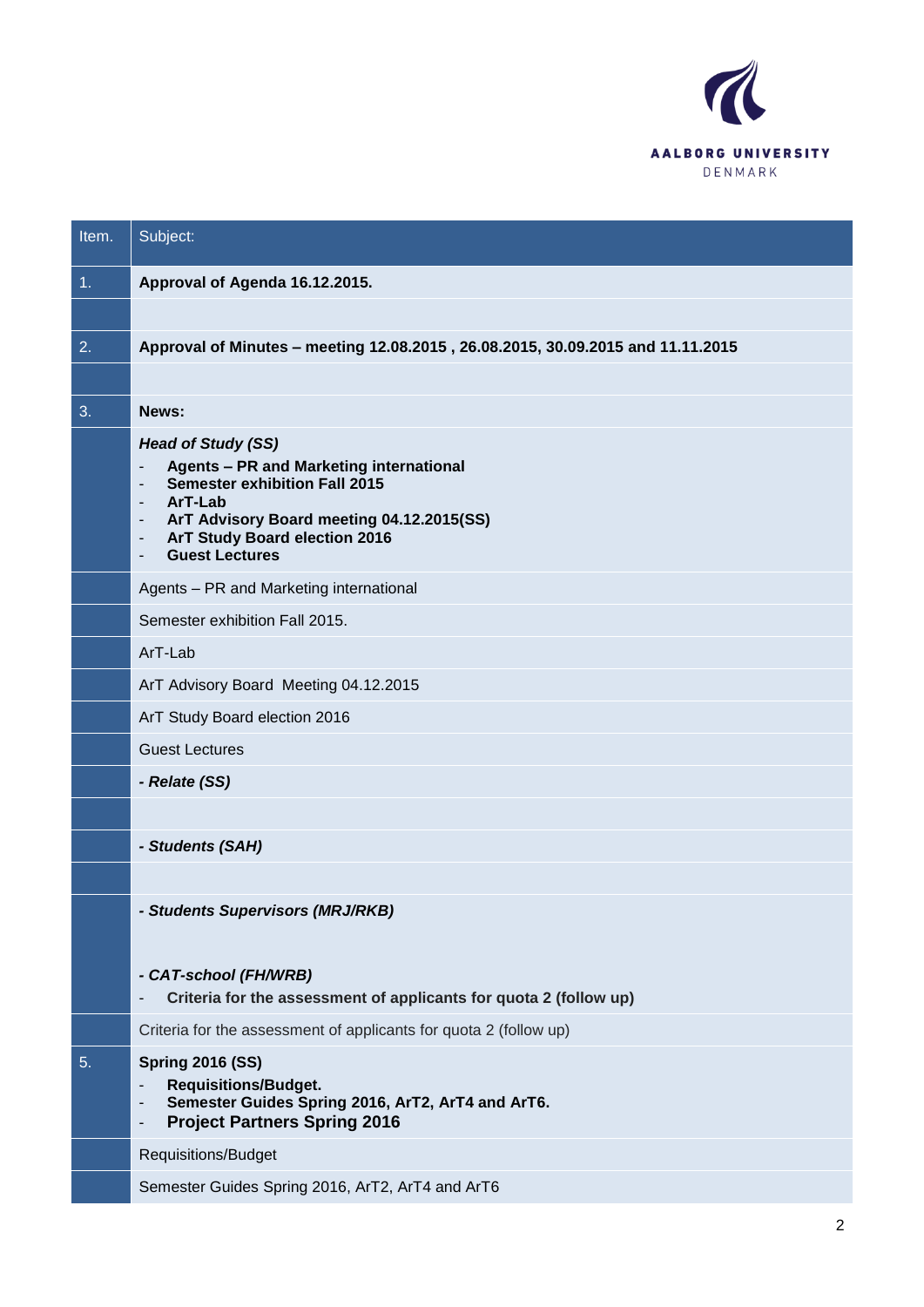| Item. | Subject: |
|---|---|
| 1. | **Approval of Agenda 16.12.2015.** |
| | |
| 2. | **Approval of Minutes – meeting 12.08.2015 , 26.08.2015, 30.09.2015 and 11.11.2015** |
| | |
| 3. | **News:** |
| | ***Head of Study (SS)***<br>- **Agents – PR and Marketing international**<br>- **Semester exhibition Fall 2015**<br>- **ArT-Lab**<br>- **ArT Advisory Board meeting 04.12.2015(SS)**<br>- **ArT Study Board election 2016**<br>- **Guest Lectures** |
| | Agents – PR and Marketing international |
| | Semester exhibition Fall 2015. |
| | ArT-Lab |
| | ArT Advisory Board Meeting 04.12.2015 |
| | ArT Study Board election 2016 |
| | Guest Lectures |
| | ***- Relate (SS)*** |
| | |
| | ***- Students (SAH)*** |
| | |
| | ***- Students Supervisors (MRJ/RKB)***<br><br>***- CAT-school (FH/WRB)***<br>- **Criteria for the assessment of applicants for quota 2 (follow up)** |
| | Criteria for the assessment of applicants for quota 2 (follow up) |
| 5. | **Spring 2016 (SS)**<br>- **Requisitions/Budget.**<br>- **Semester Guides Spring 2016, ArT2, ArT4 and ArT6.**<br>- **Project Partners Spring 2016** |
| | Requisitions/Budget |
| | Semester Guides Spring 2016, ArT2, ArT4 and ArT6 |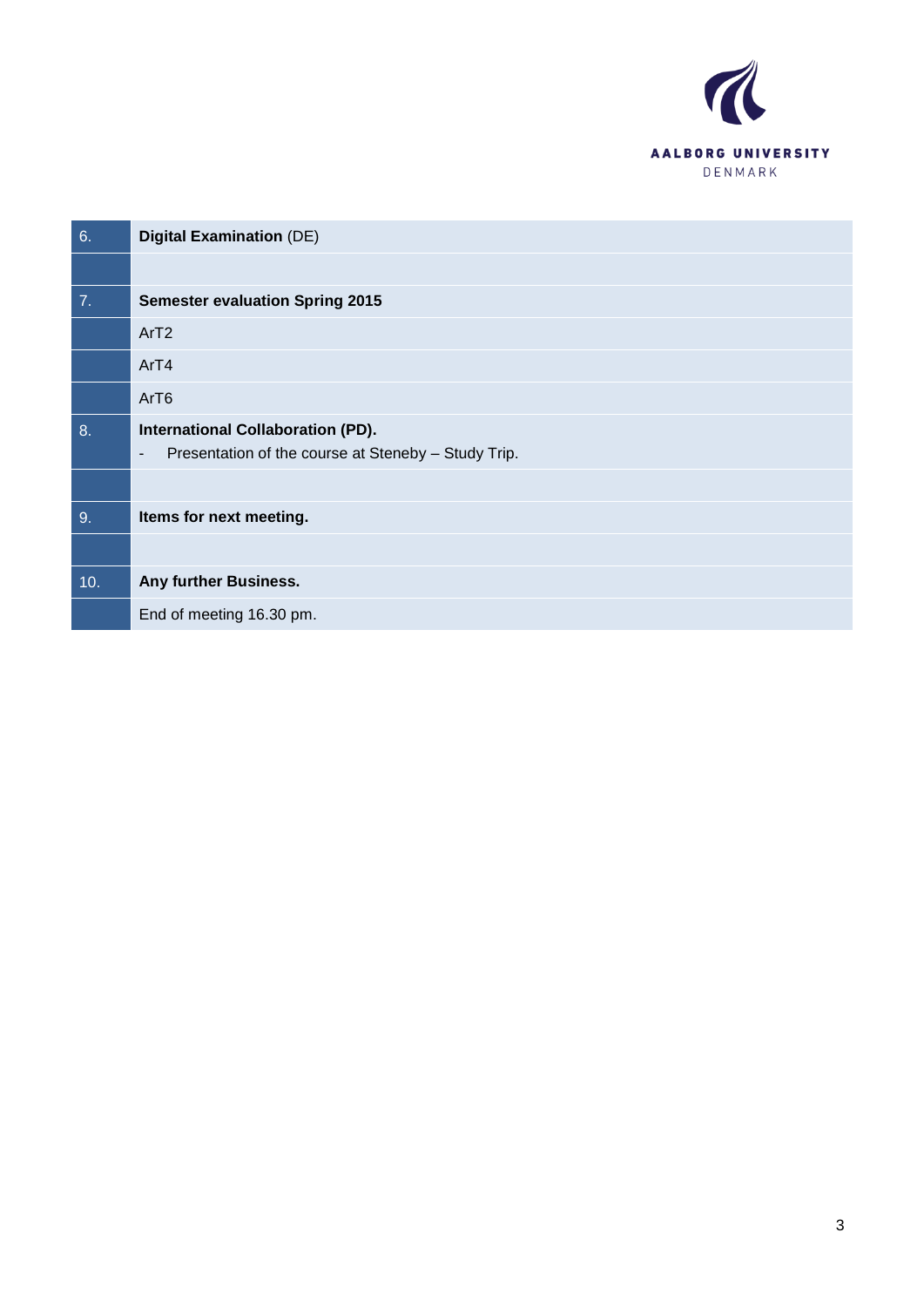| | |
|---|---|
| 6. | **Digital Examination** (DE) |
| | |
| 7. | **Semester evaluation Spring 2015** |
| | ArT2 |
| | ArT4 |
| | ArT6 |
| 8. | **International Collaboration (PD).**<br>- Presentation of the course at Steneby – Study Trip. |
| | |
| 9. | **Items for next meeting.** |
| | |
| 10. | **Any further Business.** |
| | End of meeting 16.30 pm. |